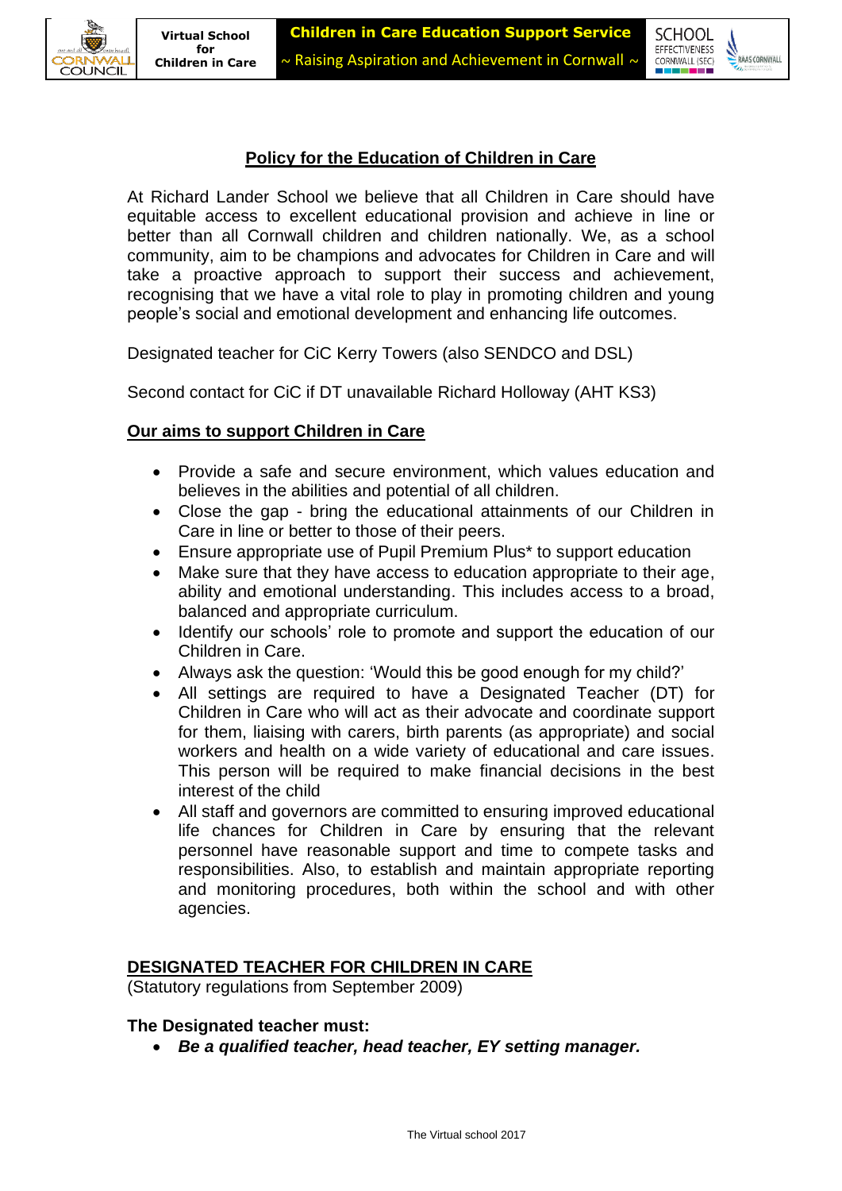## Policy for the Education of Children in Care

At Richard Lander School we believe that all Children in Care should have equitable access to excellent educational provision and achieve in line or better than all Cornwall children and children nationally. We, as a school community, aim to be champions and advocates for Children in Care and will take a proactive approach to support their success and achievement, recognising that we have a vital role to play in promoting children and young people's social and emotional development and enhancing life outcomes.

Designated teacher for CiC Kerry Towers (also SENDCO and DSL)

Second contact for CiC if DT unavailable Richard Holloway (AHT KS3)

### Our aims to support Children in Care

- Provide a safe and secure environment, which values education and believes in the abilities and potential of all children.
- Close the gap - bring the educational attainments of our Children in Care in line or better to those of their peers.
- Ensure appropriate use of Pupil Premium Plus* to support education
- Make sure that they have access to education appropriate to their age, ability and emotional understanding. This includes access to a broad, balanced and appropriate curriculum.
- Identify our schools' role to promote and support the education of our Children in Care.
- Always ask the question: 'Would this be good enough for my child?'
- All settings are required to have a Designated Teacher (DT) for Children in Care who will act as their advocate and coordinate support for them, liaising with carers, birth parents (as appropriate) and social workers and health on a wide variety of educational and care issues. This person will be required to make financial decisions in the best interest of the child
- All staff and governors are committed to ensuring improved educational life chances for Children in Care by ensuring that the relevant personnel have reasonable support and time to compete tasks and responsibilities. Also, to establish and maintain appropriate reporting and monitoring procedures, both within the school and with other agencies.

### DESIGNATED TEACHER FOR CHILDREN IN CARE

(Statutory regulations from September 2009)

**The Designated teacher must:**

- ***Be a qualified teacher, head teacher, EY setting manager.***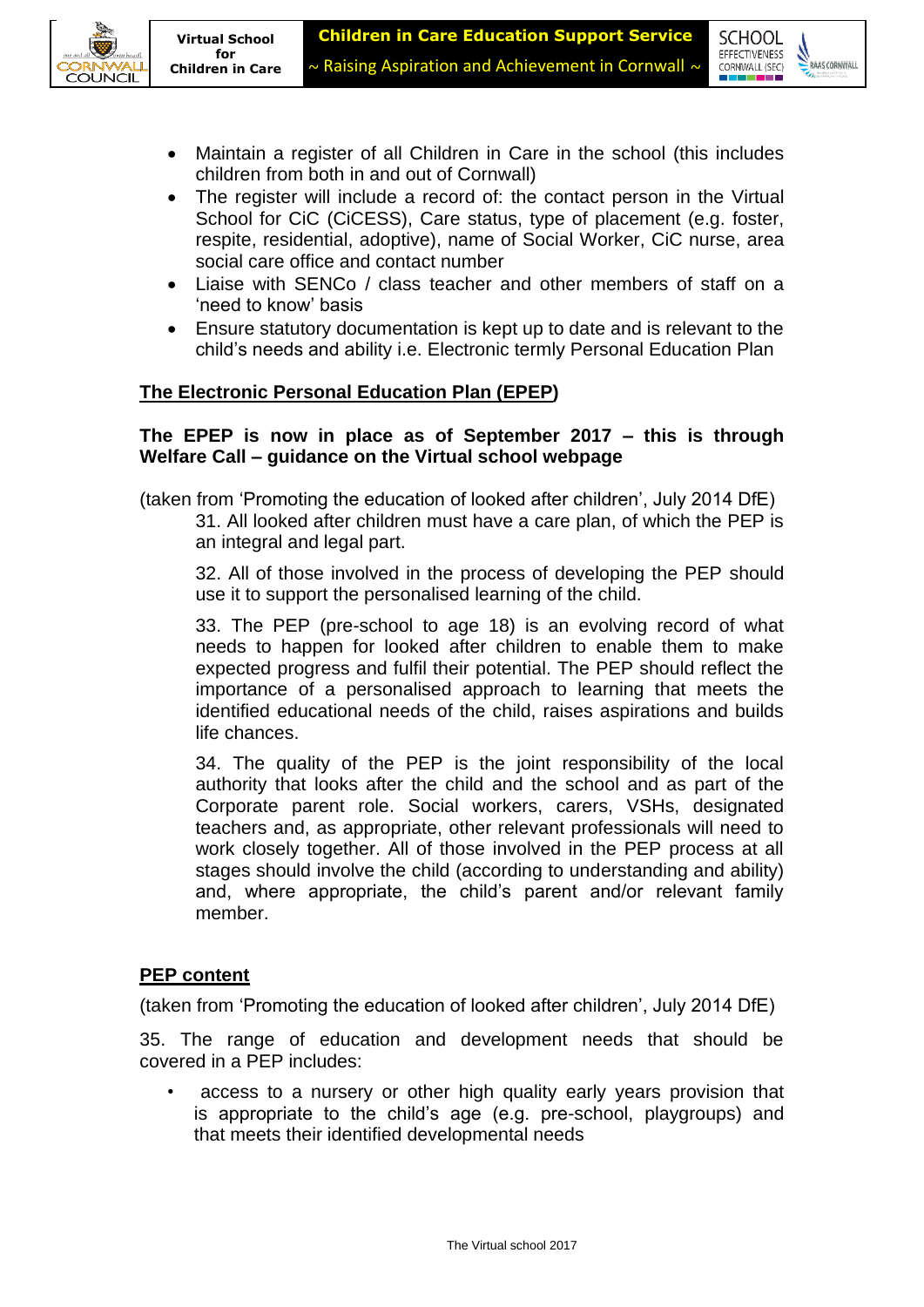- Maintain a register of all Children in Care in the school (this includes children from both in and out of Cornwall)
- The register will include a record of: the contact person in the Virtual School for CiC (CiCESS), Care status, type of placement (e.g. foster, respite, residential, adoptive), name of Social Worker, CiC nurse, area social care office and contact number
- Liaise with SENCo / class teacher and other members of staff on a 'need to know' basis
- Ensure statutory documentation is kept up to date and is relevant to the child's needs and ability i.e. Electronic termly Personal Education Plan

## The Electronic Personal Education Plan (EPEP)

**The EPEP is now in place as of September 2017 – this is through Welfare Call – guidance on the Virtual school webpage**

(taken from 'Promoting the education of looked after children', July 2014 DfE)

> 31. All looked after children must have a care plan, of which the PEP is an integral and legal part.
>
> 32. All of those involved in the process of developing the PEP should use it to support the personalised learning of the child.
>
> 33. The PEP (pre-school to age 18) is an evolving record of what needs to happen for looked after children to enable them to make expected progress and fulfil their potential. The PEP should reflect the importance of a personalised approach to learning that meets the identified educational needs of the child, raises aspirations and builds life chances.
>
> 34. The quality of the PEP is the joint responsibility of the local authority that looks after the child and the school and as part of the Corporate parent role. Social workers, carers, VSHs, designated teachers and, as appropriate, other relevant professionals will need to work closely together. All of those involved in the PEP process at all stages should involve the child (according to understanding and ability) and, where appropriate, the child's parent and/or relevant family member.

## PEP content

(taken from 'Promoting the education of looked after children', July 2014 DfE)

35. The range of education and development needs that should be covered in a PEP includes:

- access to a nursery or other high quality early years provision that is appropriate to the child's age (e.g. pre-school, playgroups) and that meets their identified developmental needs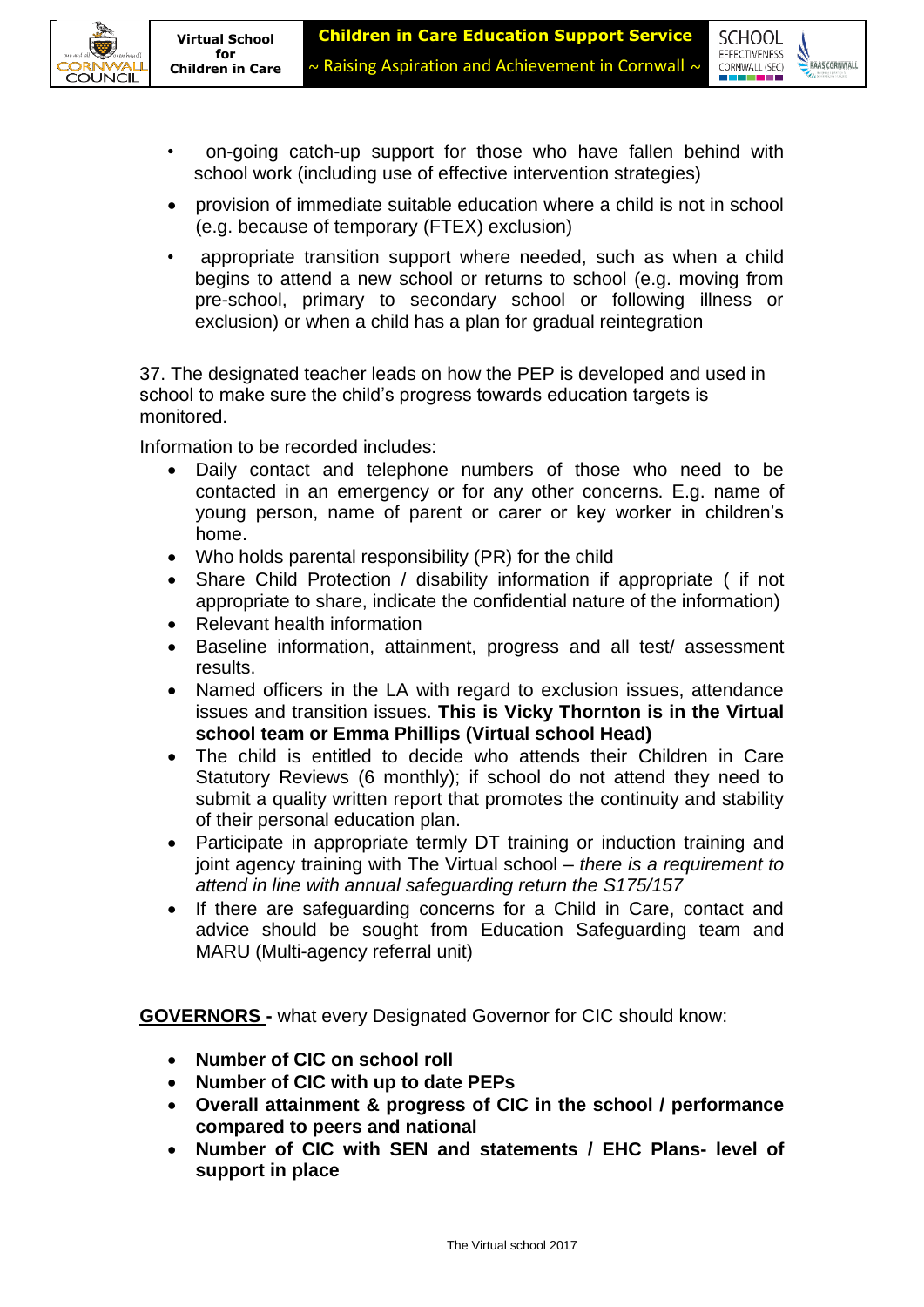- on-going catch-up support for those who have fallen behind with school work (including use of effective intervention strategies)
- provision of immediate suitable education where a child is not in school (e.g. because of temporary (FTEX) exclusion)
- appropriate transition support where needed, such as when a child begins to attend a new school or returns to school (e.g. moving from pre-school, primary to secondary school or following illness or exclusion) or when a child has a plan for gradual reintegration

37. The designated teacher leads on how the PEP is developed and used in school to make sure the child's progress towards education targets is monitored.

Information to be recorded includes:

- Daily contact and telephone numbers of those who need to be contacted in an emergency or for any other concerns. E.g. name of young person, name of parent or carer or key worker in children's home.
- Who holds parental responsibility (PR) for the child
- Share Child Protection / disability information if appropriate ( if not appropriate to share, indicate the confidential nature of the information)
- Relevant health information
- Baseline information, attainment, progress and all test/ assessment results.
- Named officers in the LA with regard to exclusion issues, attendance issues and transition issues. **This is Vicky Thornton is in the Virtual school team or Emma Phillips (Virtual school Head)**
- The child is entitled to decide who attends their Children in Care Statutory Reviews (6 monthly); if school do not attend they need to submit a quality written report that promotes the continuity and stability of their personal education plan.
- Participate in appropriate termly DT training or induction training and joint agency training with The Virtual school – *there is a requirement to attend in line with annual safeguarding return the S175/157*
- If there are safeguarding concerns for a Child in Care, contact and advice should be sought from Education Safeguarding team and MARU (Multi-agency referral unit)

**GOVERNORS -** what every Designated Governor for CIC should know:

- **Number of CIC on school roll**
- **Number of CIC with up to date PEPs**
- **Overall attainment & progress of CIC in the school / performance compared to peers and national**
- **Number of CIC with SEN and statements / EHC Plans- level of support in place**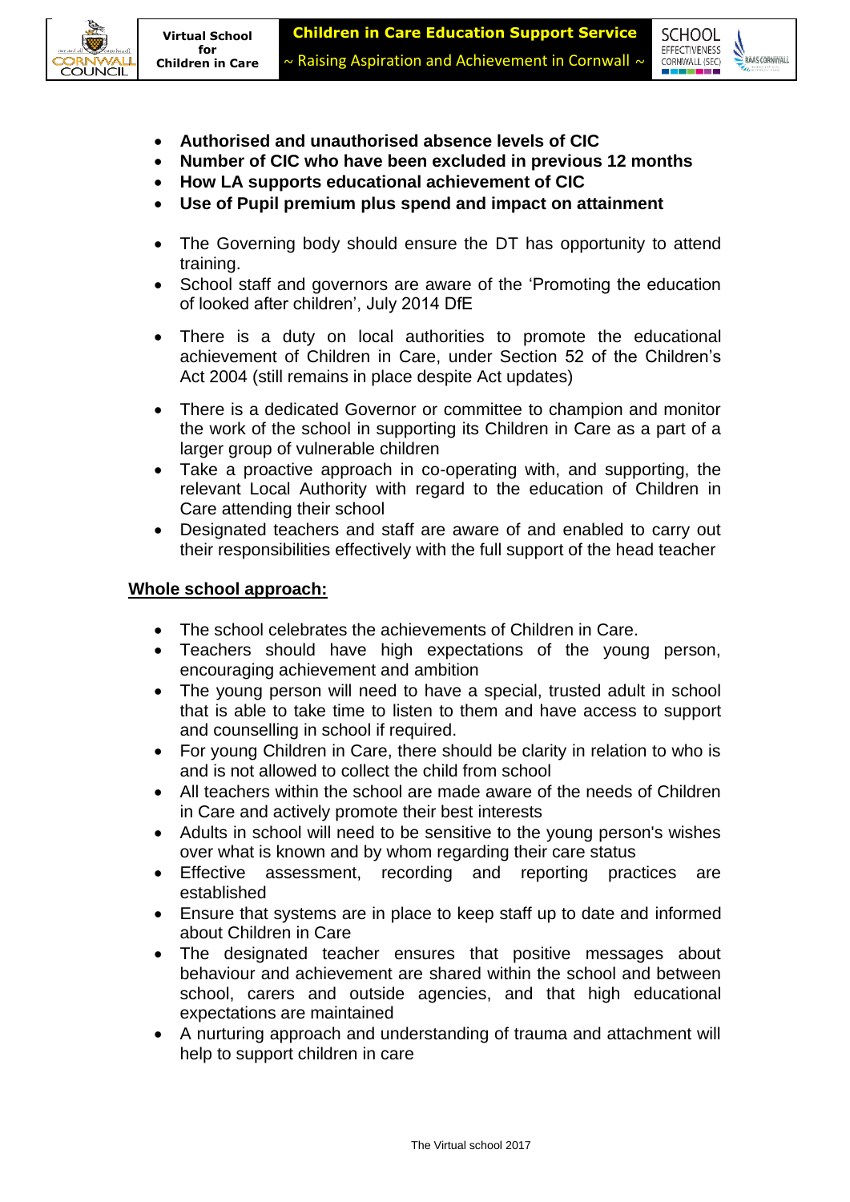- **Authorised and unauthorised absence levels of CIC**
- **Number of CIC who have been excluded in previous 12 months**
- **How LA supports educational achievement of CIC**
- **Use of Pupil premium plus spend and impact on attainment**

- The Governing body should ensure the DT has opportunity to attend training.
- School staff and governors are aware of the 'Promoting the education of looked after children', July 2014 DfE

- There is a duty on local authorities to promote the educational achievement of Children in Care, under Section 52 of the Children's Act 2004 (still remains in place despite Act updates)

- There is a dedicated Governor or committee to champion and monitor the work of the school in supporting its Children in Care as a part of a larger group of vulnerable children
- Take a proactive approach in co-operating with, and supporting, the relevant Local Authority with regard to the education of Children in Care attending their school
- Designated teachers and staff are aware of and enabled to carry out their responsibilities effectively with the full support of the head teacher

**<u>Whole school approach:</u>**

- The school celebrates the achievements of Children in Care.
- Teachers should have high expectations of the young person, encouraging achievement and ambition
- The young person will need to have a special, trusted adult in school that is able to take time to listen to them and have access to support and counselling in school if required.
- For young Children in Care, there should be clarity in relation to who is and is not allowed to collect the child from school
- All teachers within the school are made aware of the needs of Children in Care and actively promote their best interests
- Adults in school will need to be sensitive to the young person's wishes over what is known and by whom regarding their care status
- Effective assessment, recording and reporting practices are established
- Ensure that systems are in place to keep staff up to date and informed about Children in Care
- The designated teacher ensures that positive messages about behaviour and achievement are shared within the school and between school, carers and outside agencies, and that high educational expectations are maintained
- A nurturing approach and understanding of trauma and attachment will help to support children in care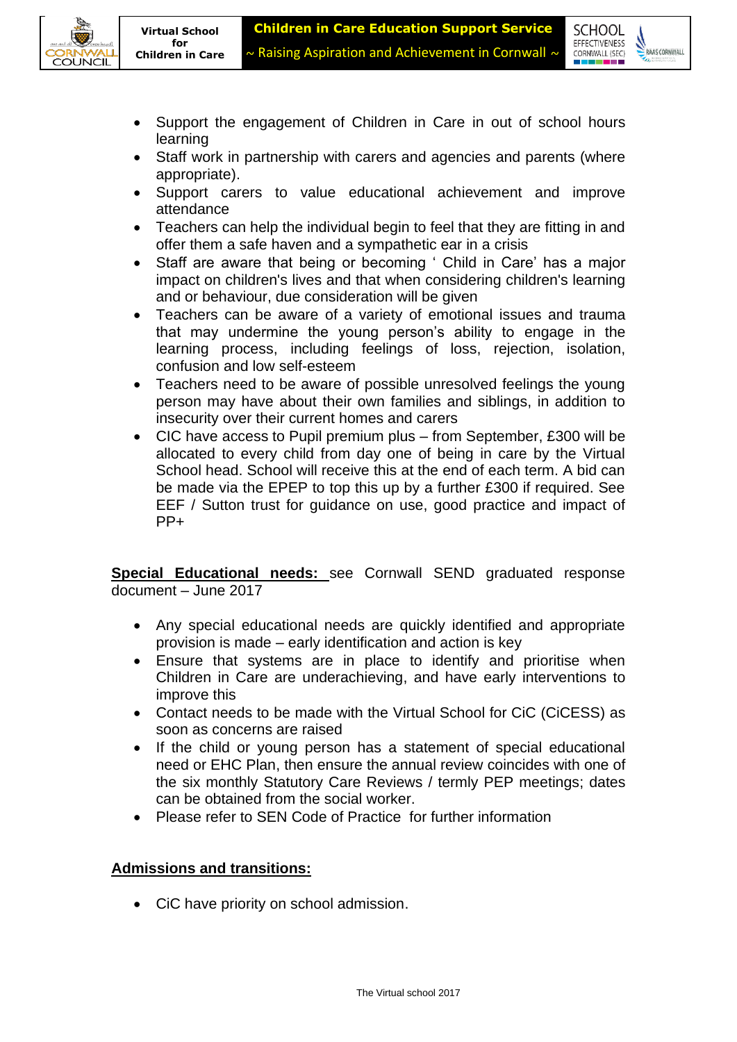- Support the engagement of Children in Care in out of school hours learning
- Staff work in partnership with carers and agencies and parents (where appropriate).
- Support carers to value educational achievement and improve attendance
- Teachers can help the individual begin to feel that they are fitting in and offer them a safe haven and a sympathetic ear in a crisis
- Staff are aware that being or becoming ' Child in Care' has a major impact on children's lives and that when considering children's learning and or behaviour, due consideration will be given
- Teachers can be aware of a variety of emotional issues and trauma that may undermine the young person's ability to engage in the learning process, including feelings of loss, rejection, isolation, confusion and low self-esteem
- Teachers need to be aware of possible unresolved feelings the young person may have about their own families and siblings, in addition to insecurity over their current homes and carers
- CIC have access to Pupil premium plus – from September, £300 will be allocated to every child from day one of being in care by the Virtual School head. School will receive this at the end of each term. A bid can be made via the EPEP to top this up by a further £300 if required. See EEF / Sutton trust for guidance on use, good practice and impact of PP+

**Special Educational needs:** see Cornwall SEND graduated response document – June 2017

- Any special educational needs are quickly identified and appropriate provision is made – early identification and action is key
- Ensure that systems are in place to identify and prioritise when Children in Care are underachieving, and have early interventions to improve this
- Contact needs to be made with the Virtual School for CiC (CiCESS) as soon as concerns are raised
- If the child or young person has a statement of special educational need or EHC Plan, then ensure the annual review coincides with one of the six monthly Statutory Care Reviews / termly PEP meetings; dates can be obtained from the social worker.
- Please refer to SEN Code of Practice for further information

**Admissions and transitions:**

- CiC have priority on school admission.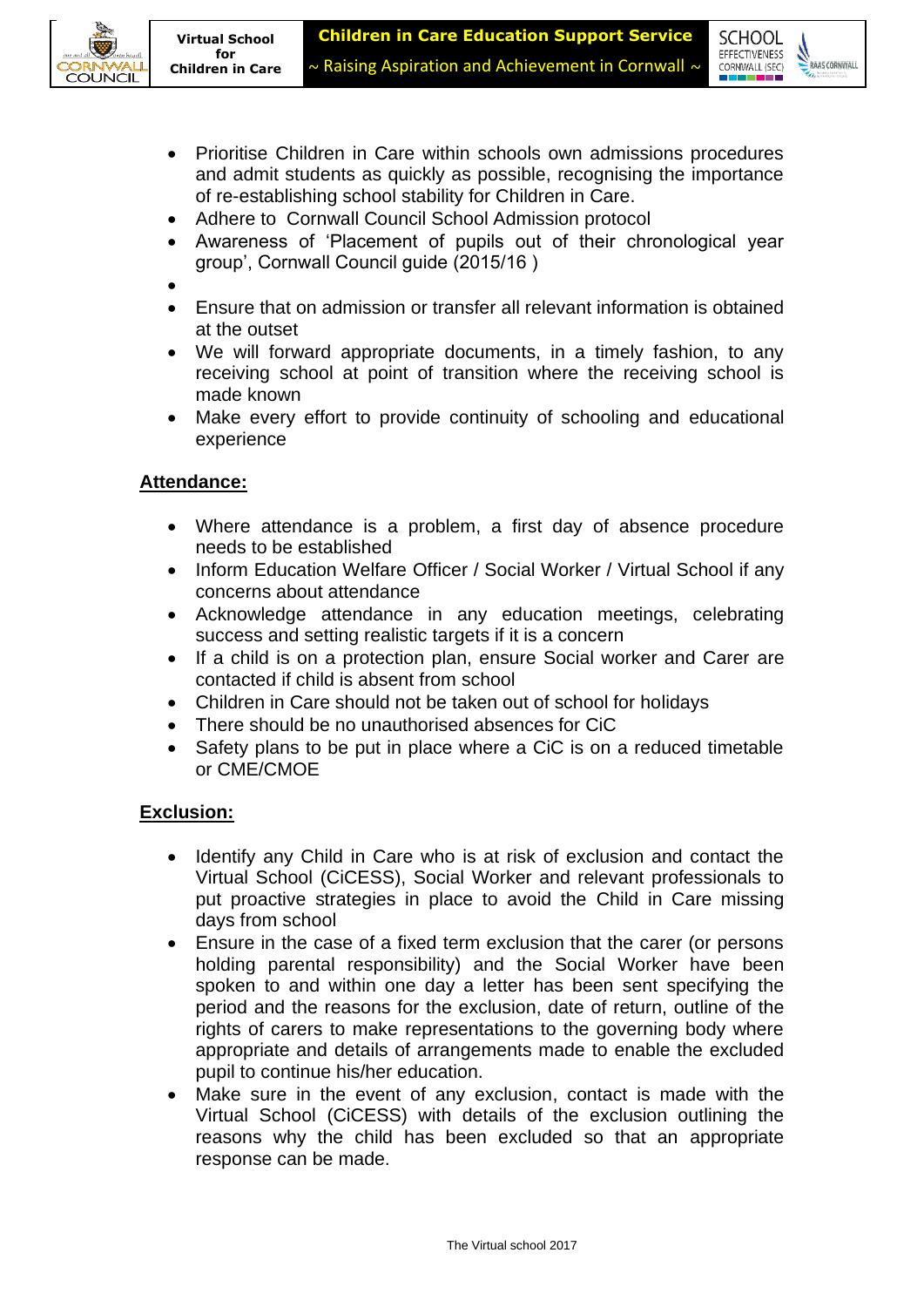- Prioritise Children in Care within schools own admissions procedures and admit students as quickly as possible, recognising the importance of re-establishing school stability for Children in Care.
- Adhere to Cornwall Council School Admission protocol
- Awareness of 'Placement of pupils out of their chronological year group', Cornwall Council guide (2015/16 )
- 
- Ensure that on admission or transfer all relevant information is obtained at the outset
- We will forward appropriate documents, in a timely fashion, to any receiving school at point of transition where the receiving school is made known
- Make every effort to provide continuity of schooling and educational experience

**Attendance:**

- Where attendance is a problem, a first day of absence procedure needs to be established
- Inform Education Welfare Officer / Social Worker / Virtual School if any concerns about attendance
- Acknowledge attendance in any education meetings, celebrating success and setting realistic targets if it is a concern
- If a child is on a protection plan, ensure Social worker and Carer are contacted if child is absent from school
- Children in Care should not be taken out of school for holidays
- There should be no unauthorised absences for CiC
- Safety plans to be put in place where a CiC is on a reduced timetable or CME/CMOE

**Exclusion:**

- Identify any Child in Care who is at risk of exclusion and contact the Virtual School (CiCESS), Social Worker and relevant professionals to put proactive strategies in place to avoid the Child in Care missing days from school
- Ensure in the case of a fixed term exclusion that the carer (or persons holding parental responsibility) and the Social Worker have been spoken to and within one day a letter has been sent specifying the period and the reasons for the exclusion, date of return, outline of the rights of carers to make representations to the governing body where appropriate and details of arrangements made to enable the excluded pupil to continue his/her education.
- Make sure in the event of any exclusion, contact is made with the Virtual School (CiCESS) with details of the exclusion outlining the reasons why the child has been excluded so that an appropriate response can be made.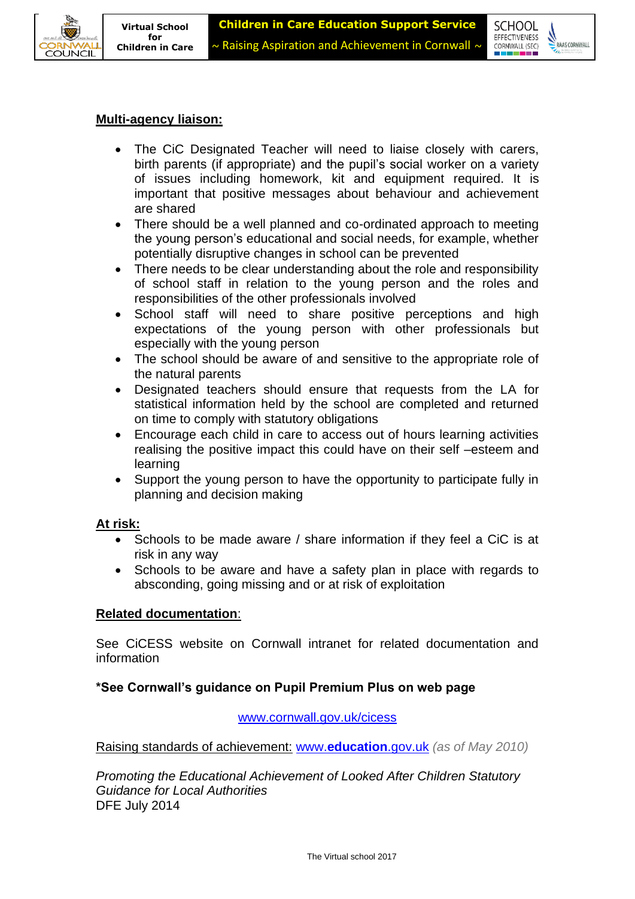**Multi-agency liaison:**

- The CiC Designated Teacher will need to liaise closely with carers, birth parents (if appropriate) and the pupil's social worker on a variety of issues including homework, kit and equipment required. It is important that positive messages about behaviour and achievement are shared
- There should be a well planned and co-ordinated approach to meeting the young person's educational and social needs, for example, whether potentially disruptive changes in school can be prevented
- There needs to be clear understanding about the role and responsibility of school staff in relation to the young person and the roles and responsibilities of the other professionals involved
- School staff will need to share positive perceptions and high expectations of the young person with other professionals but especially with the young person
- The school should be aware of and sensitive to the appropriate role of the natural parents
- Designated teachers should ensure that requests from the LA for statistical information held by the school are completed and returned on time to comply with statutory obligations
- Encourage each child in care to access out of hours learning activities realising the positive impact this could have on their self –esteem and learning
- Support the young person to have the opportunity to participate fully in planning and decision making

**At risk:**

- Schools to be made aware / share information if they feel a CiC is at risk in any way
- Schools to be aware and have a safety plan in place with regards to absconding, going missing and or at risk of exploitation

**Related documentation**:

See CiCESS website on Cornwall intranet for related documentation and information

**\*See Cornwall's guidance on Pupil Premium Plus on web page**

www.cornwall.gov.uk/cicess

Raising standards of achievement: www.**education**.gov.uk *(as of May 2010)*

*Promoting the Educational Achievement of Looked After Children Statutory Guidance for Local Authorities*
DFE July 2014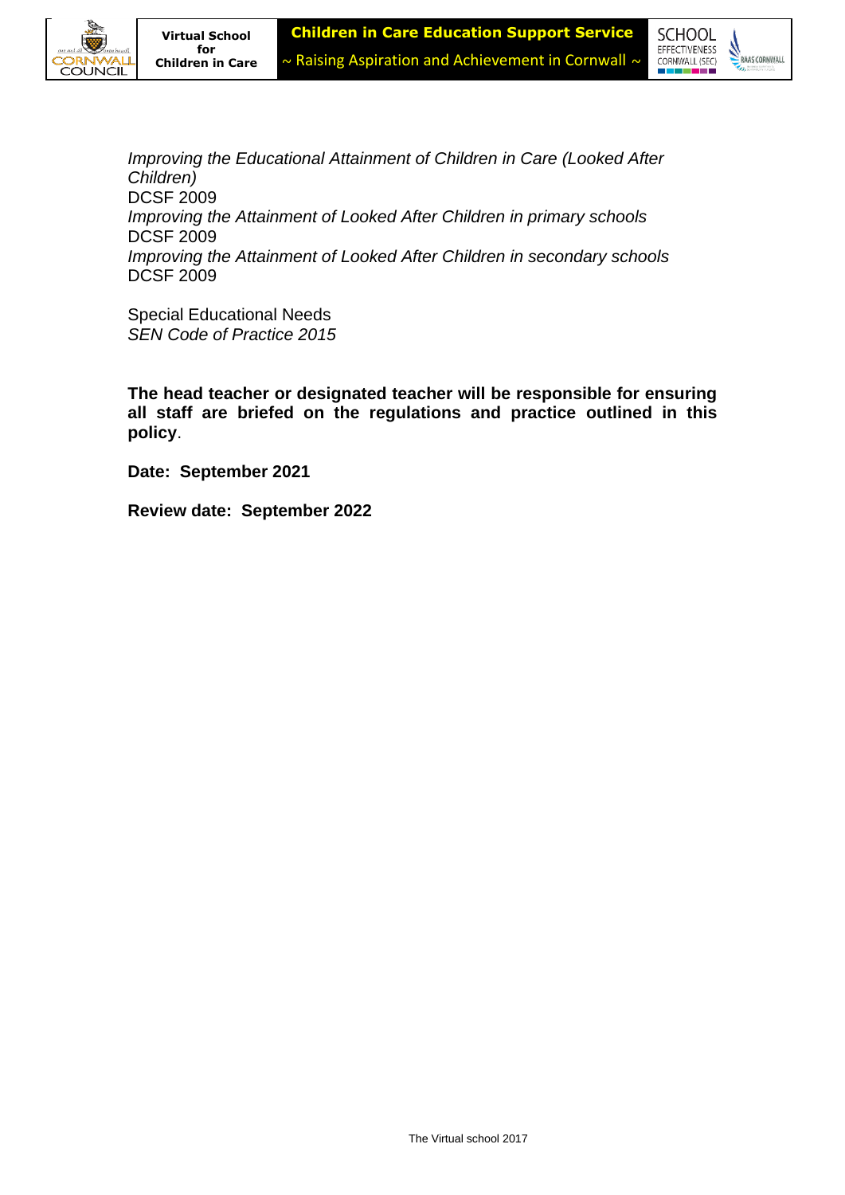*Improving the Educational Attainment of Children in Care (Looked After Children)*
DCSF 2009
*Improving the Attainment of Looked After Children in primary schools*
DCSF 2009
*Improving the Attainment of Looked After Children in secondary schools*
DCSF 2009

Special Educational Needs
*SEN Code of Practice 2015*

**The head teacher or designated teacher will be responsible for ensuring all staff are briefed on the regulations and practice outlined in this policy**.

**Date: September 2021**

**Review date: September 2022**